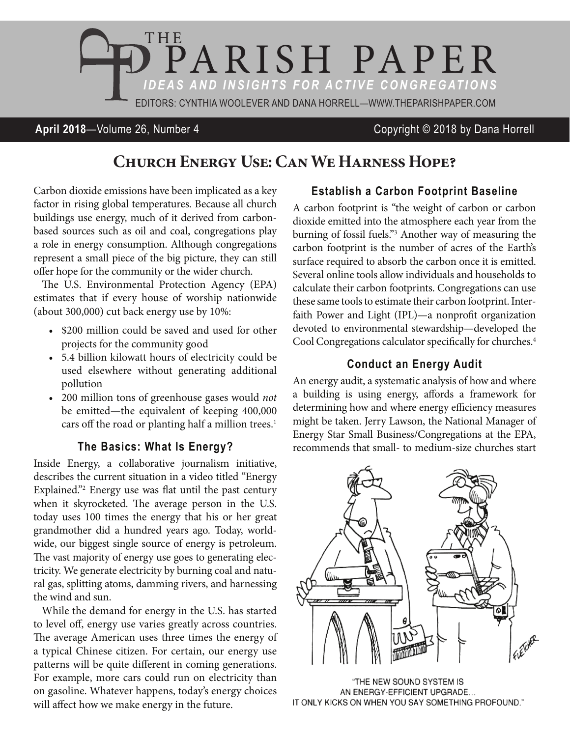# THE PARISH PAPER

*IDEAS AND INSIGHTS FOR ACTIVE CONGREGATIONS*

EDITORS: CYNTHIA WOOLEVER AND DANA HORRELL—WWW.THEPARISHPAPER.COM

**April 2018**—Volume 26, Number 4 Copyright © 2018 by Dana Horrell

## Church Energy Use: Can We Harness Hope?

Carbon dioxide emissions have been implicated as a key factor in rising global temperatures. Because all church buildings use energy, much of it derived from carbon-based sources such as oil and coal, congregations play a role in energy consumption. Although congregations represent a small piece of the big picture, they can still offer hope for the community or the wider church.

The U.S. Environmental Protection Agency (EPA) estimates that if every house of worship nationwide (about 300,000) cut back energy use by 10%:

- $200 million could be saved and used for other projects for the community good
- 5.4 billion kilowatt hours of electricity could be used elsewhere without generating additional pollution
- 200 million tons of greenhouse gases would *not* be emitted—the equivalent of keeping 400,000 cars off the road or planting half a million trees.[1]

### The Basics: What Is Energy?

Inside Energy, a collaborative journalism initiative, describes the current situation in a video titled "Energy Explained."[2] Energy use was flat until the past century when it skyrocketed. The average person in the U.S. today uses 100 times the energy that his or her great grandmother did a hundred years ago. Today, worldwide, our biggest single source of energy is petroleum. The vast majority of energy use goes to generating electricity. We generate electricity by burning coal and natural gas, splitting atoms, damming rivers, and harnessing the wind and sun.

While the demand for energy in the U.S. has started to level off, energy use varies greatly across countries. The average American uses three times the energy of a typical Chinese citizen. For certain, our energy use patterns will be quite different in coming generations. For example, more cars could run on electricity than on gasoline. Whatever happens, today's energy choices will affect how we make energy in the future.

### Establish a Carbon Footprint Baseline

A carbon footprint is "the weight of carbon or carbon dioxide emitted into the atmosphere each year from the burning of fossil fuels."[3] Another way of measuring the carbon footprint is the number of acres of the Earth's surface required to absorb the carbon once it is emitted. Several online tools allow individuals and households to calculate their carbon footprints. Congregations can use these same tools to estimate their carbon footprint. Interfaith Power and Light (IPL)—a nonprofit organization devoted to environmental stewardship—developed the Cool Congregations calculator specifically for churches.[4]

### Conduct an Energy Audit

An energy audit, a systematic analysis of how and where a building is using energy, affords a framework for determining how and where energy efficiency measures might be taken. Jerry Lawson, the National Manager of Energy Star Small Business/Congregations at the EPA, recommends that small- to medium-size churches start

"THE NEW SOUND SYSTEM IS AN ENERGY-EFFICIENT UPGRADE... IT ONLY KICKS ON WHEN YOU SAY SOMETHING PROFOUND."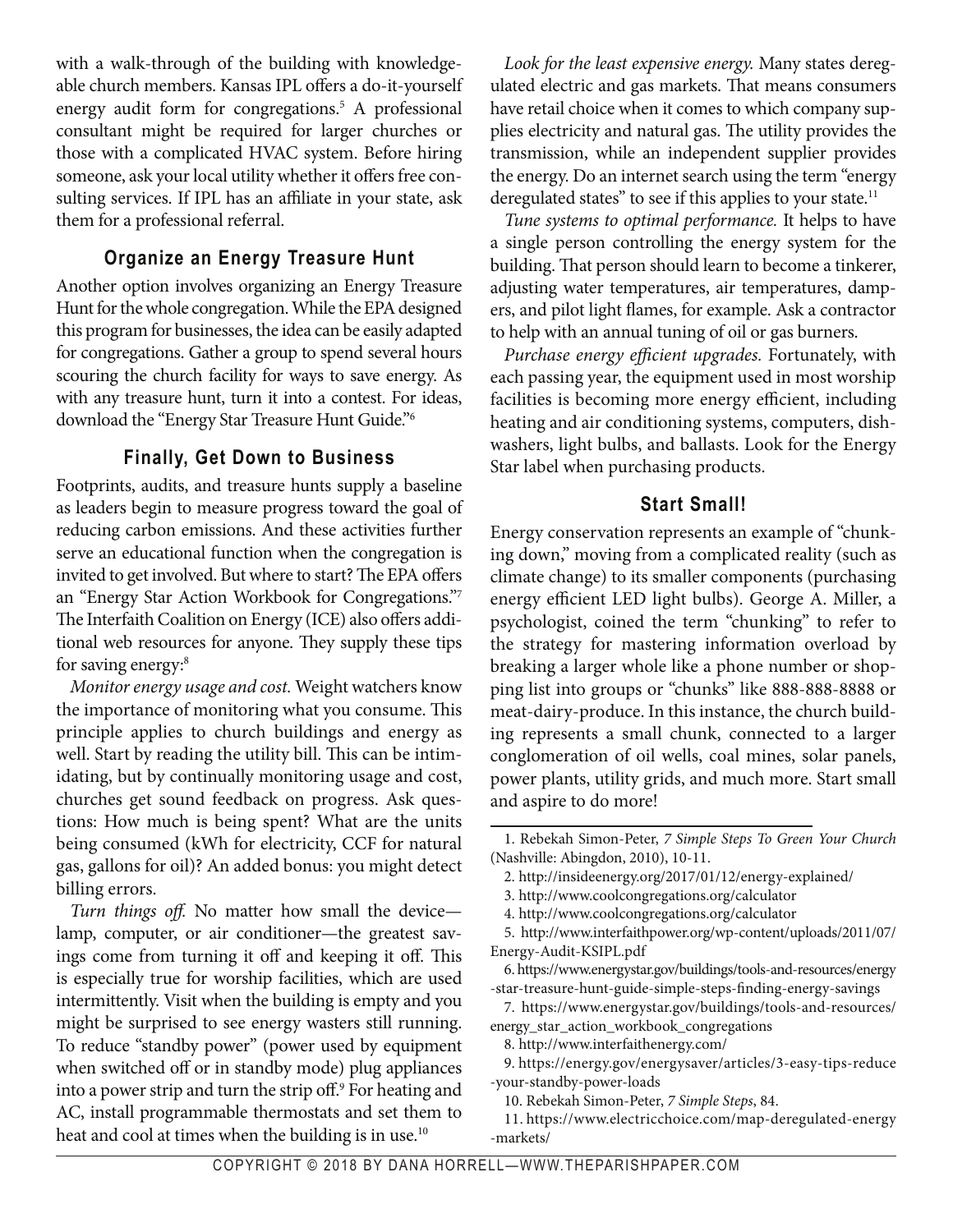with a walk-through of the building with knowledgeable church members. Kansas IPL offers a do-it-yourself energy audit form for congregations.[5] A professional consultant might be required for larger churches or those with a complicated HVAC system. Before hiring someone, ask your local utility whether it offers free consulting services. If IPL has an affiliate in your state, ask them for a professional referral.

## Organize an Energy Treasure Hunt

Another option involves organizing an Energy Treasure Hunt for the whole congregation. While the EPA designed this program for businesses, the idea can be easily adapted for congregations. Gather a group to spend several hours scouring the church facility for ways to save energy. As with any treasure hunt, turn it into a contest. For ideas, download the "Energy Star Treasure Hunt Guide."[6]

## Finally, Get Down to Business

Footprints, audits, and treasure hunts supply a baseline as leaders begin to measure progress toward the goal of reducing carbon emissions. And these activities further serve an educational function when the congregation is invited to get involved. But where to start? The EPA offers an "Energy Star Action Workbook for Congregations."[7] The Interfaith Coalition on Energy (ICE) also offers additional web resources for anyone. They supply these tips for saving energy:[8]

*Monitor energy usage and cost.* Weight watchers know the importance of monitoring what you consume. This principle applies to church buildings and energy as well. Start by reading the utility bill. This can be intimidating, but by continually monitoring usage and cost, churches get sound feedback on progress. Ask questions: How much is being spent? What are the units being consumed (kWh for electricity, CCF for natural gas, gallons for oil)? An added bonus: you might detect billing errors.

*Turn things off.* No matter how small the device—lamp, computer, or air conditioner—the greatest savings come from turning it off and keeping it off. This is especially true for worship facilities, which are used intermittently. Visit when the building is empty and you might be surprised to see energy wasters still running. To reduce "standby power" (power used by equipment when switched off or in standby mode) plug appliances into a power strip and turn the strip off.[9] For heating and AC, install programmable thermostats and set them to heat and cool at times when the building is in use.[10]

*Look for the least expensive energy.* Many states deregulated electric and gas markets. That means consumers have retail choice when it comes to which company supplies electricity and natural gas. The utility provides the transmission, while an independent supplier provides the energy. Do an internet search using the term "energy deregulated states" to see if this applies to your state.[11]

*Tune systems to optimal performance.* It helps to have a single person controlling the energy system for the building. That person should learn to become a tinkerer, adjusting water temperatures, air temperatures, dampers, and pilot light flames, for example. Ask a contractor to help with an annual tuning of oil or gas burners.

*Purchase energy efficient upgrades.* Fortunately, with each passing year, the equipment used in most worship facilities is becoming more energy efficient, including heating and air conditioning systems, computers, dishwashers, light bulbs, and ballasts. Look for the Energy Star label when purchasing products.

## Start Small!

Energy conservation represents an example of "chunking down," moving from a complicated reality (such as climate change) to its smaller components (purchasing energy efficient LED light bulbs). George A. Miller, a psychologist, coined the term "chunking" to refer to the strategy for mastering information overload by breaking a larger whole like a phone number or shopping list into groups or "chunks" like 888-888-8888 or meat-dairy-produce. In this instance, the church building represents a small chunk, connected to a larger conglomeration of oil wells, coal mines, solar panels, power plants, utility grids, and much more. Start small and aspire to do more!

---

1. Rebekah Simon-Peter, *7 Simple Steps To Green Your Church* (Nashville: Abingdon, 2010), 10-11.
2. http://insideenergy.org/2017/01/12/energy-explained/
3. http://www.coolcongregations.org/calculator
4. http://www.coolcongregations.org/calculator
5. http://www.interfaithpower.org/wp-content/uploads/2011/07/Energy-Audit-KSIPL.pdf
6. https://www.energystar.gov/buildings/tools-and-resources/energy-star-treasure-hunt-guide-simple-steps-finding-energy-savings
7. https://www.energystar.gov/buildings/tools-and-resources/energy_star_action_workbook_congregations
8. http://www.interfaithenergy.com/
9. https://energy.gov/energysaver/articles/3-easy-tips-reduce-your-standby-power-loads
10. Rebekah Simon-Peter, *7 Simple Steps*, 84.
11. https://www.electricchoice.com/map-deregulated-energy-markets/

COPYRIGHT © 2018 BY DANA HORRELL—WWW.THEPARISHPAPER.COM